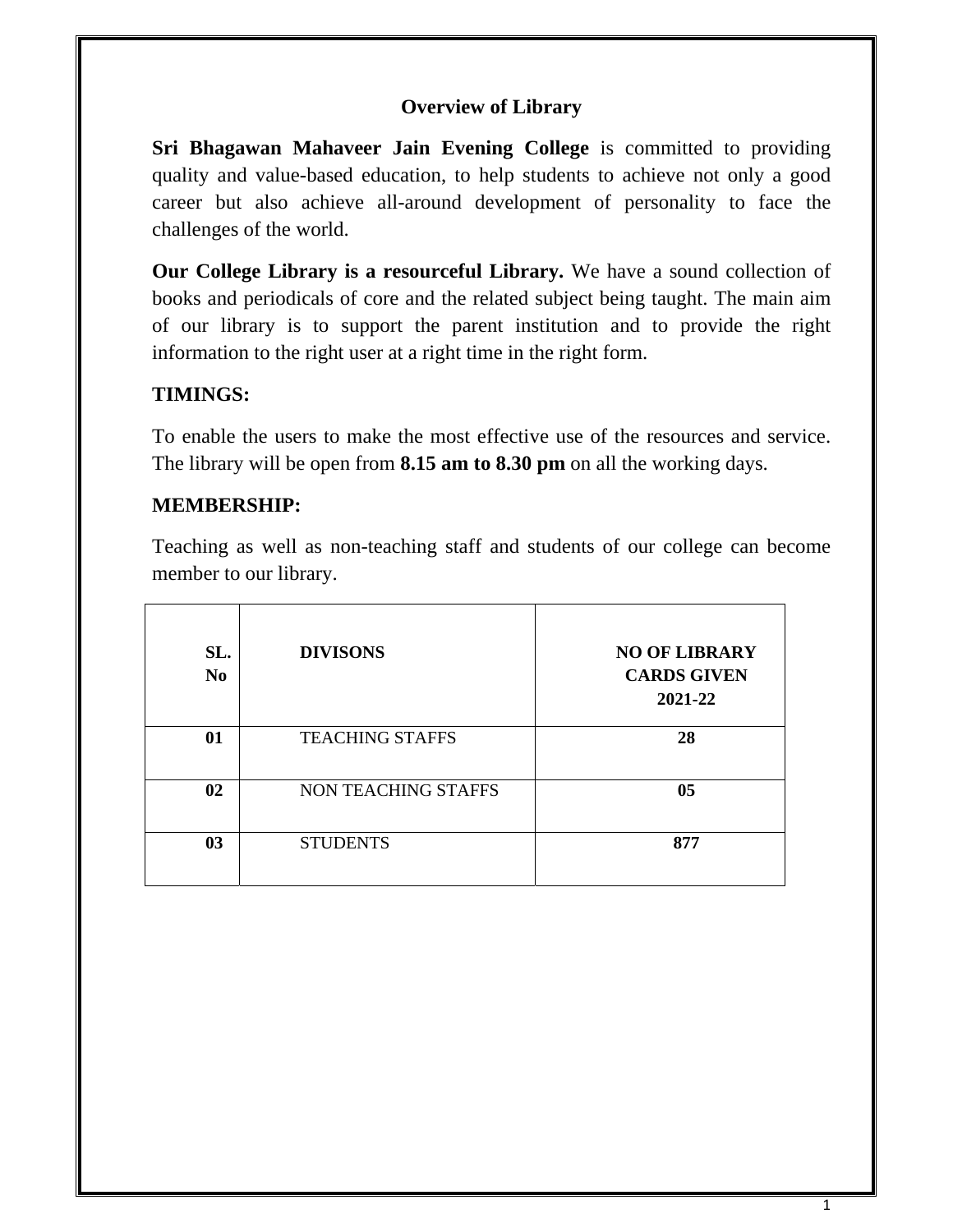# Overview of Library

**Sri Bhagawan Mahaveer Jain Evening College** is committed to providing quality and value-based education, to help students to achieve not only a good career but also achieve all-around development of personality to face the challenges of the world.

**Our College Library is a resourceful Library.** We have a sound collection of books and periodicals of core and the related subject being taught. The main aim of our library is to support the parent institution and to provide the right information to the right user at a right time in the right form.

## TIMINGS:

To enable the users to make the most effective use of the resources and service. The library will be open from **8.15 am to 8.30 pm** on all the working days.

## MEMBERSHIP:

Teaching as well as non-teaching staff and students of our college can become member to our library.

| SL. No | DIVISONS | NO OF LIBRARY CARDS GIVEN 2021-22 |
|---|---|---|
| 01 | TEACHING STAFFS | 28 |
| 02 | NON TEACHING STAFFS | 05 |
| 03 | STUDENTS | 877 |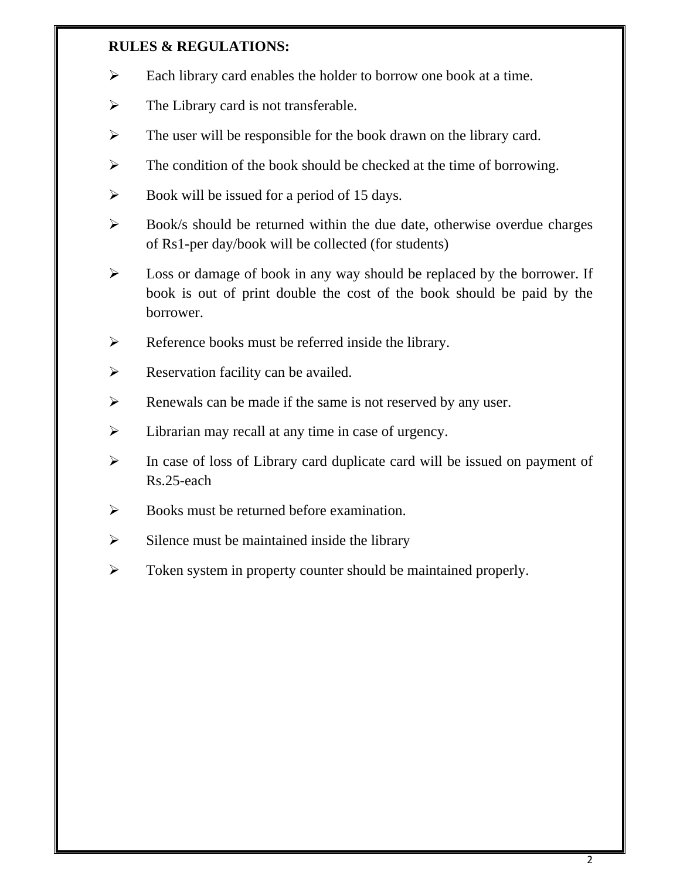**RULES & REGULATIONS:**

- Each library card enables the holder to borrow one book at a time.
- The Library card is not transferable.
- The user will be responsible for the book drawn on the library card.
- The condition of the book should be checked at the time of borrowing.
- Book will be issued for a period of 15 days.
- Book/s should be returned within the due date, otherwise overdue charges of Rs1-per day/book will be collected (for students)
- Loss or damage of book in any way should be replaced by the borrower. If book is out of print double the cost of the book should be paid by the borrower.
- Reference books must be referred inside the library.
- Reservation facility can be availed.
- Renewals can be made if the same is not reserved by any user.
- Librarian may recall at any time in case of urgency.
- In case of loss of Library card duplicate card will be issued on payment of Rs.25-each
- Books must be returned before examination.
- Silence must be maintained inside the library
- Token system in property counter should be maintained properly.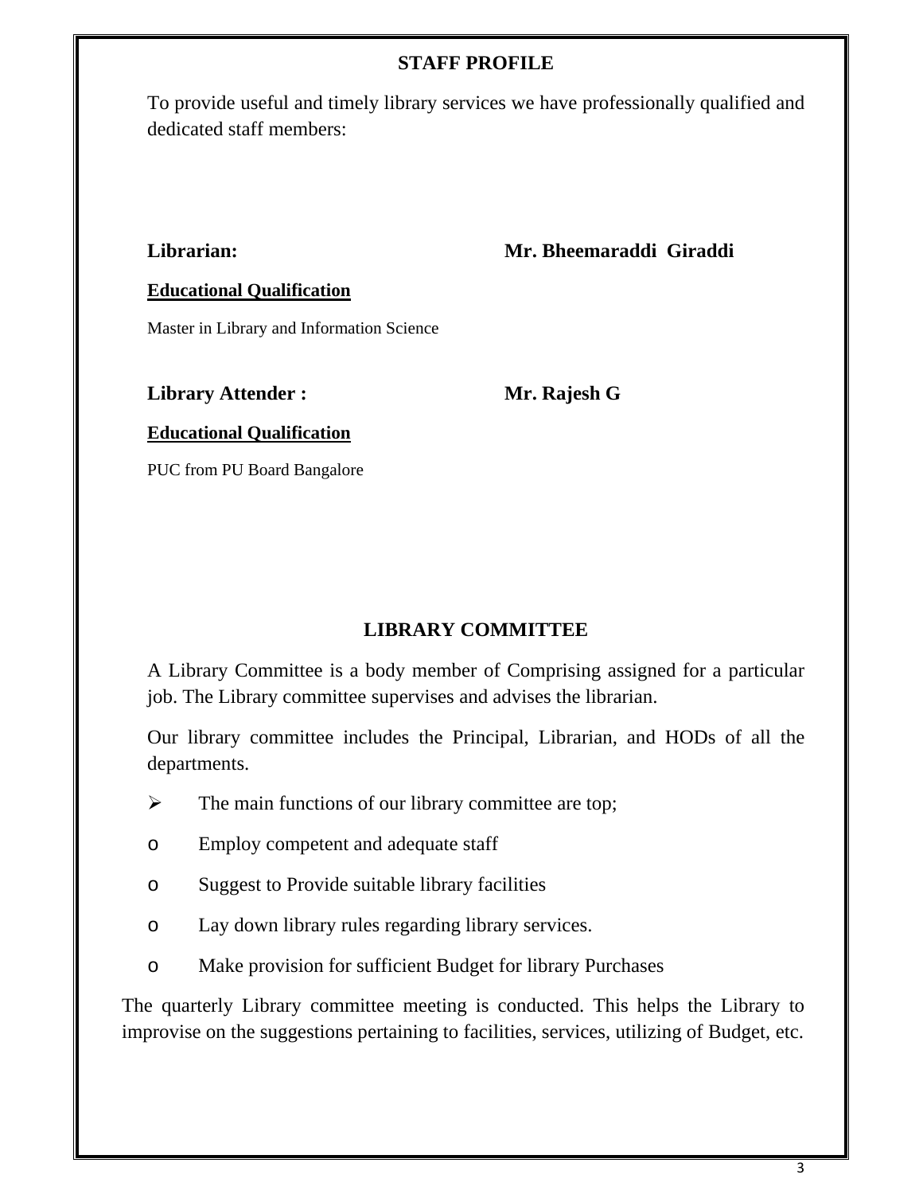## STAFF PROFILE

To provide useful and timely library services we have professionally qualified and dedicated staff members:

**Librarian:** **Mr. Bheemaraddi Giraddi**

**Educational Qualification**

Master in Library and Information Science

**Library Attender :** **Mr. Rajesh G**

**Educational Qualification**

PUC from PU Board Bangalore

## LIBRARY COMMITTEE

A Library Committee is a body member of Comprising assigned for a particular job. The Library committee supervises and advises the librarian.

Our library committee includes the Principal, Librarian, and HODs of all the departments.

- The main functions of our library committee are top;
  - Employ competent and adequate staff
  - Suggest to Provide suitable library facilities
  - Lay down library rules regarding library services.
  - Make provision for sufficient Budget for library Purchases

The quarterly Library committee meeting is conducted. This helps the Library to improvise on the suggestions pertaining to facilities, services, utilizing of Budget, etc.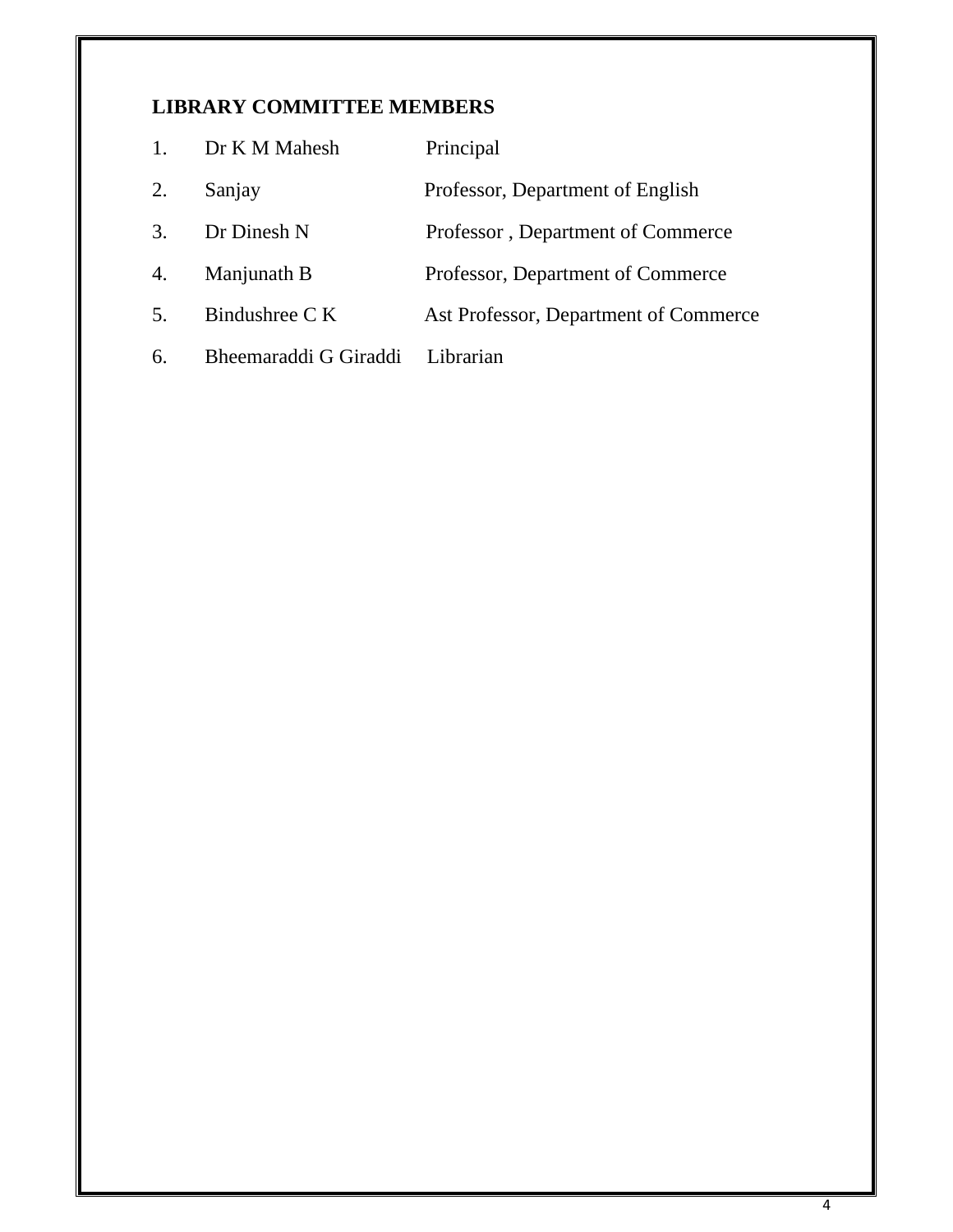**LIBRARY COMMITTEE MEMBERS**

| No. | Name | Designation |
|---|---|---|
| 1. | Dr K M Mahesh | Principal |
| 2. | Sanjay | Professor, Department of English |
| 3. | Dr Dinesh N | Professor , Department of Commerce |
| 4. | Manjunath B | Professor, Department of Commerce |
| 5. | Bindushree C K | Ast Professor, Department of Commerce |
| 6. | Bheemaraddi G Giraddi | Librarian |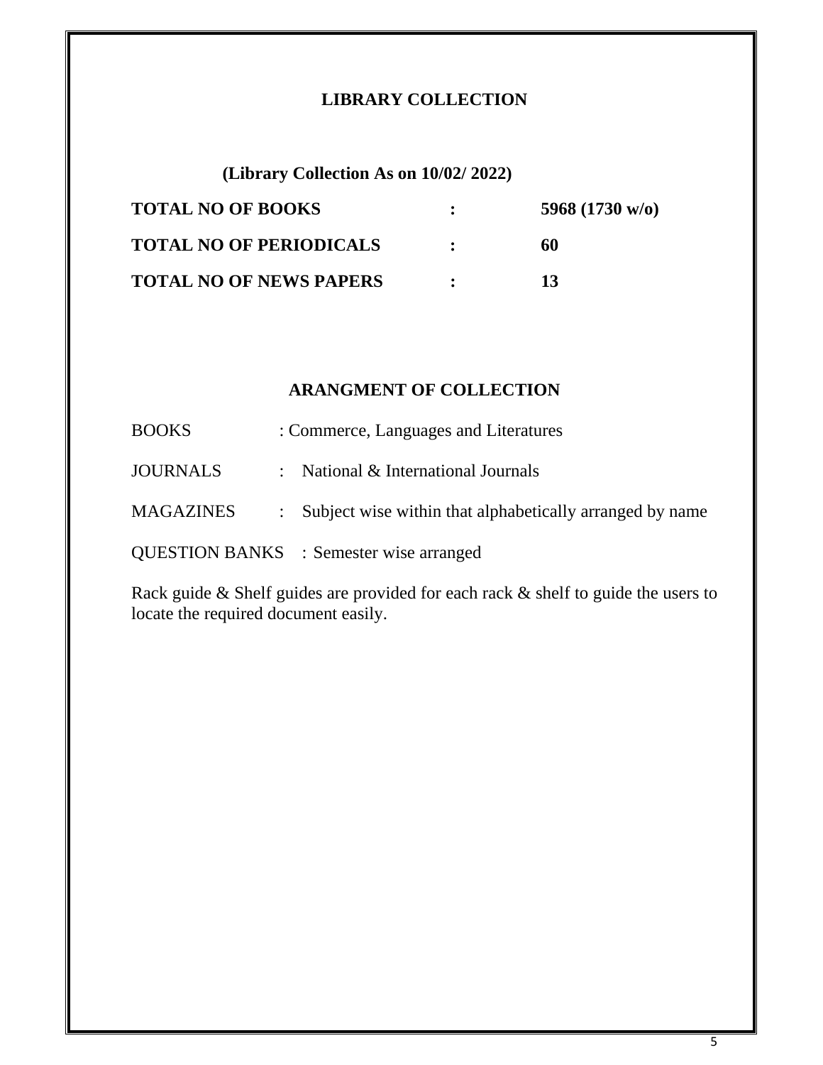## LIBRARY COLLECTION

**(Library Collection As on 10/02/ 2022)**

| | | |
|---|---|---|
| **TOTAL NO OF BOOKS** | **:** | **5968 (1730 w/o)** |
| **TOTAL NO OF PERIODICALS** | **:** | **60** |
| **TOTAL NO OF NEWS PAPERS** | **:** | **13** |

## ARANGMENT OF COLLECTION

| | | |
|---|---|---|
| BOOKS | : | Commerce, Languages and Literatures |
| JOURNALS | : | National & International Journals |
| MAGAZINES | : | Subject wise within that alphabetically arranged by name |
| QUESTION BANKS | : | Semester wise arranged |

Rack guide & Shelf guides are provided for each rack & shelf to guide the users to locate the required document easily.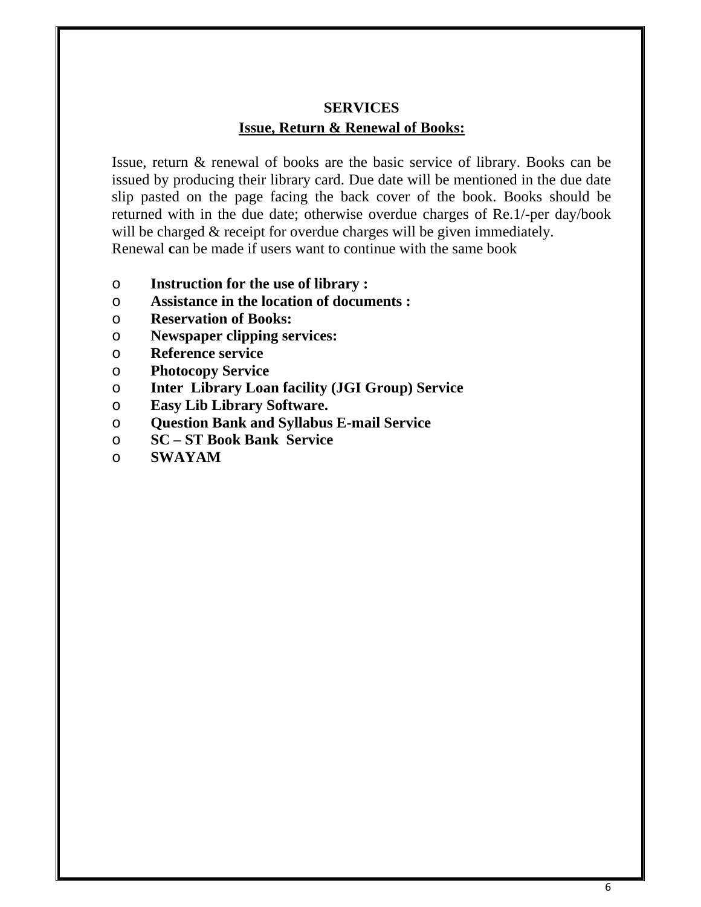## SERVICES

### Issue, Return & Renewal of Books:

Issue, return & renewal of books are the basic service of library. Books can be issued by producing their library card. Due date will be mentioned in the due date slip pasted on the page facing the back cover of the book. Books should be returned with in the due date; otherwise overdue charges of Re.1/-per day/book will be charged & receipt for overdue charges will be given immediately.
Renewal **c**an be made if users want to continue with the same book

- **Instruction for the use of library :**
- **Assistance in the location of documents :**
- **Reservation of Books:**
- **Newspaper clipping services:**
- **Reference service**
- **Photocopy Service**
- **Inter Library Loan facility (JGI Group) Service**
- **Easy Lib Library Software.**
- **Question Bank and Syllabus E-mail Service**
- **SC – ST Book Bank Service**
- **SWAYAM**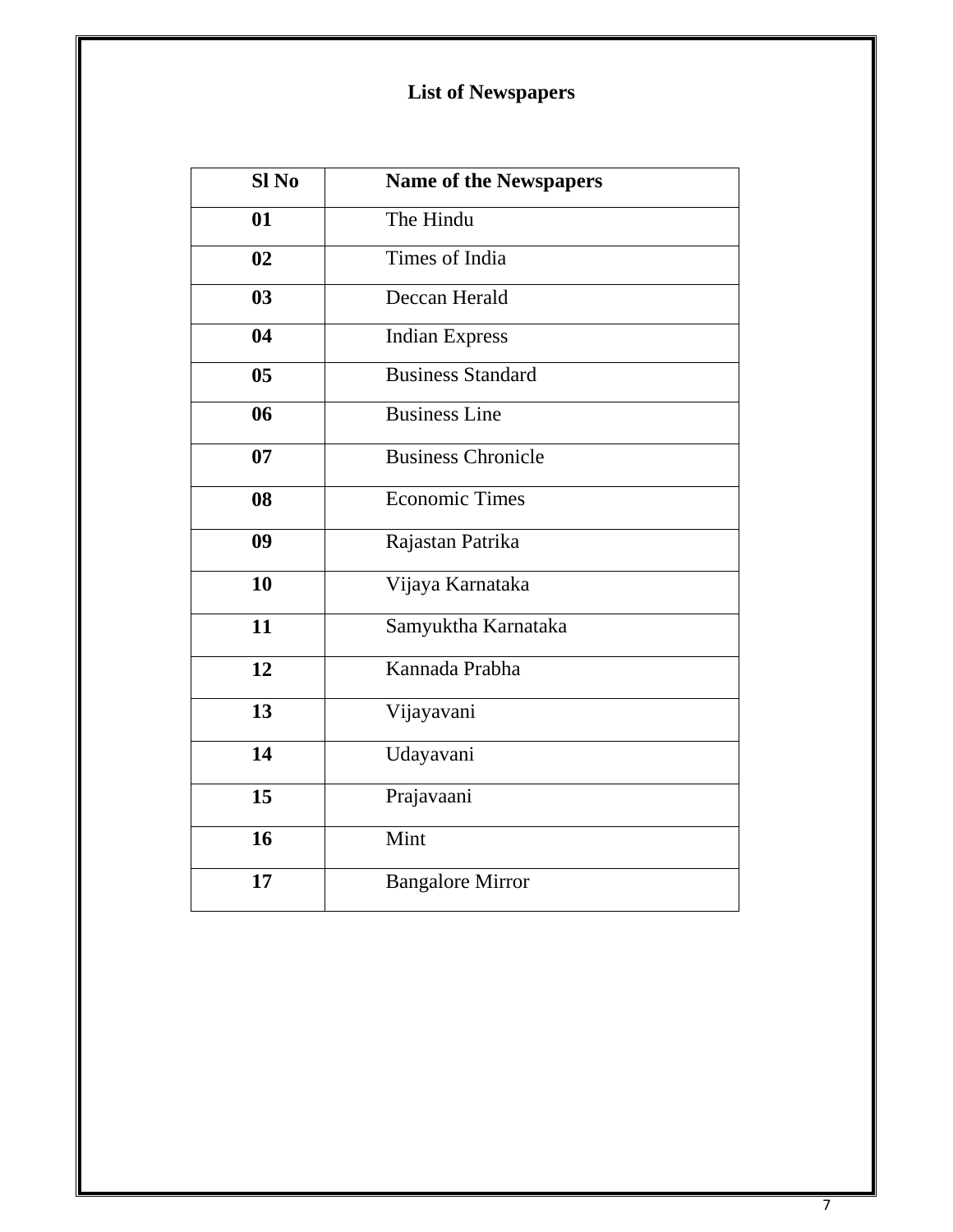## List of Newspapers

| Sl No | Name of the Newspapers |
|---|---|
| 01 | The Hindu |
| 02 | Times of India |
| 03 | Deccan Herald |
| 04 | Indian Express |
| 05 | Business Standard |
| 06 | Business Line |
| 07 | Business Chronicle |
| 08 | Economic Times |
| 09 | Rajastan Patrika |
| 10 | Vijaya Karnataka |
| 11 | Samyuktha Karnataka |
| 12 | Kannada Prabha |
| 13 | Vijayavani |
| 14 | Udayavani |
| 15 | Prajavaani |
| 16 | Mint |
| 17 | Bangalore Mirror |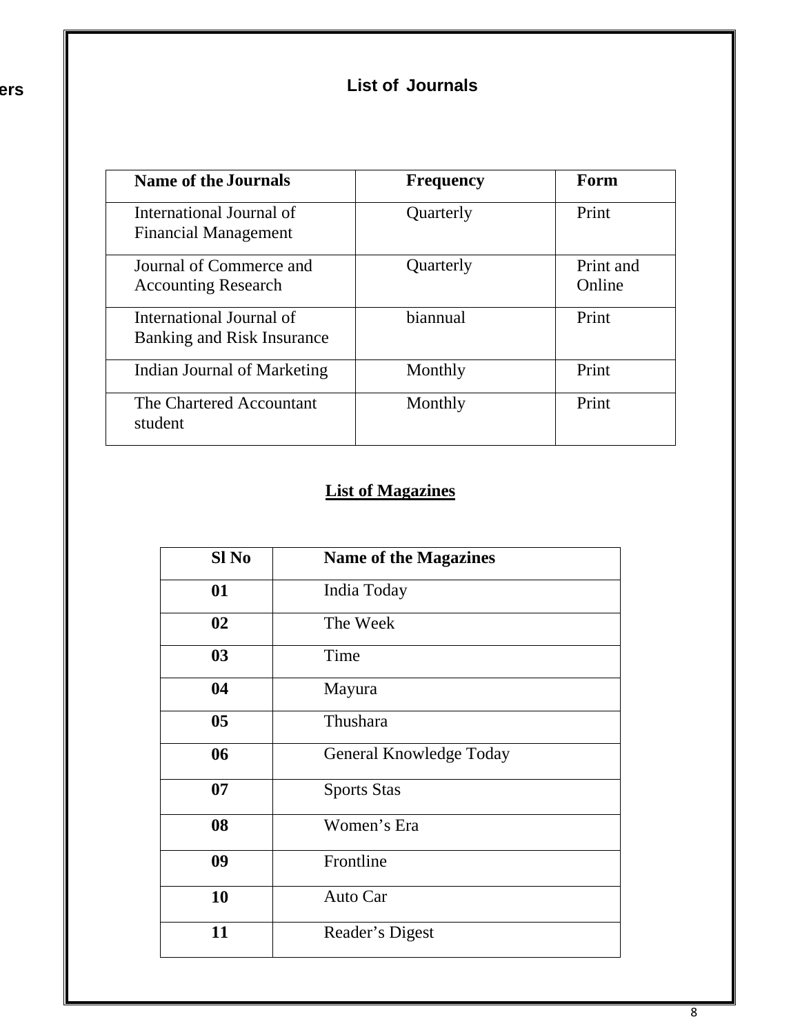## List of Journals

| Name of the Journals | Frequency | Form |
|---|---|---|
| International Journal of Financial Management | Quarterly | Print |
| Journal of Commerce and Accounting Research | Quarterly | Print and Online |
| International Journal of Banking and Risk Insurance | biannual | Print |
| Indian Journal of Marketing | Monthly | Print |
| The Chartered Accountant student | Monthly | Print |

## List of Magazines

| Sl No | Name of the Magazines |
|---|---|
| **01** | India Today |
| **02** | The Week |
| **03** | Time |
| **04** | Mayura |
| **05** | Thushara |
| **06** | General Knowledge Today |
| **07** | Sports Stas |
| **08** | Women's Era |
| **09** | Frontline |
| **10** | Auto Car |
| **11** | Reader's Digest |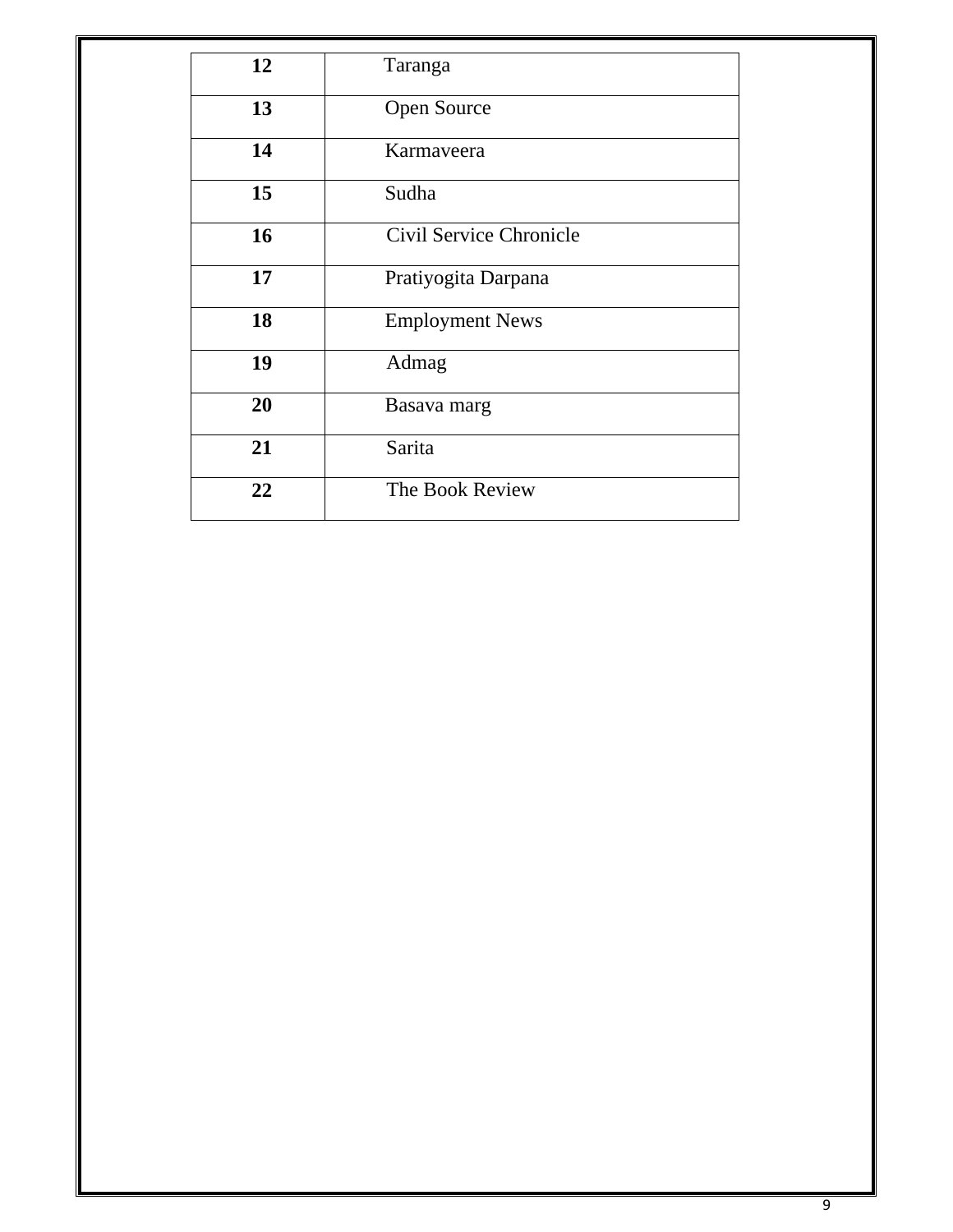| | |
|---|---|
| **12** | Taranga |
| **13** | Open Source |
| **14** | Karmaveera |
| **15** | Sudha |
| **16** | Civil Service Chronicle |
| **17** | Pratiyogita Darpana |
| **18** | Employment News |
| **19** | Admag |
| **20** | Basava marg |
| **21** | Sarita |
| **22** | The Book Review |